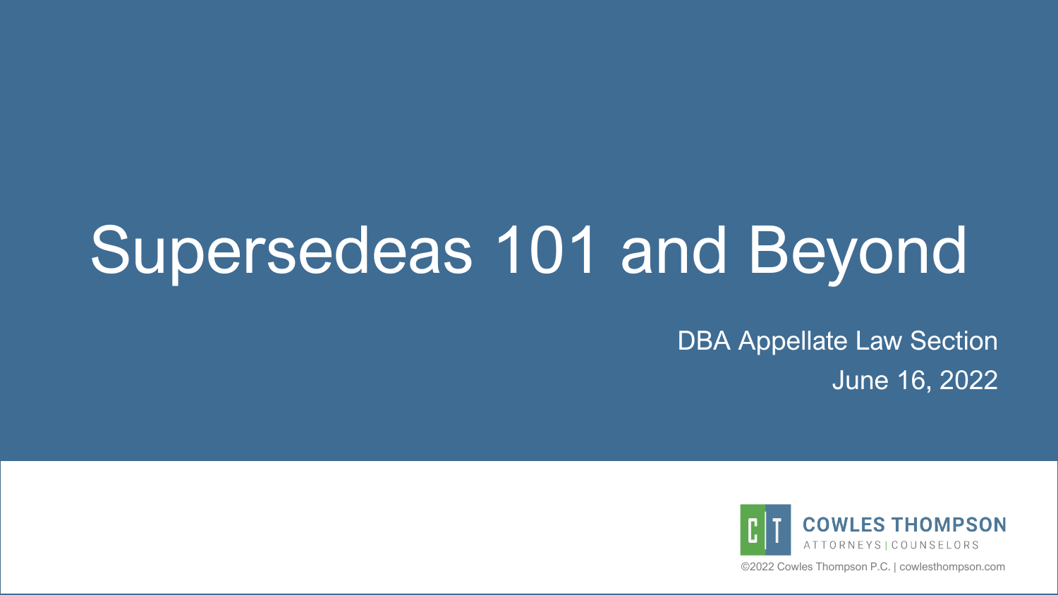# Supersedeas 101 and Beyond

DBA Appellate Law Section

June 16, 2022

COWLES THOMPSON

ATTORNEYS | COUNSELORS

©2022 Cowles Thompson P.C. | cowlesthompson.com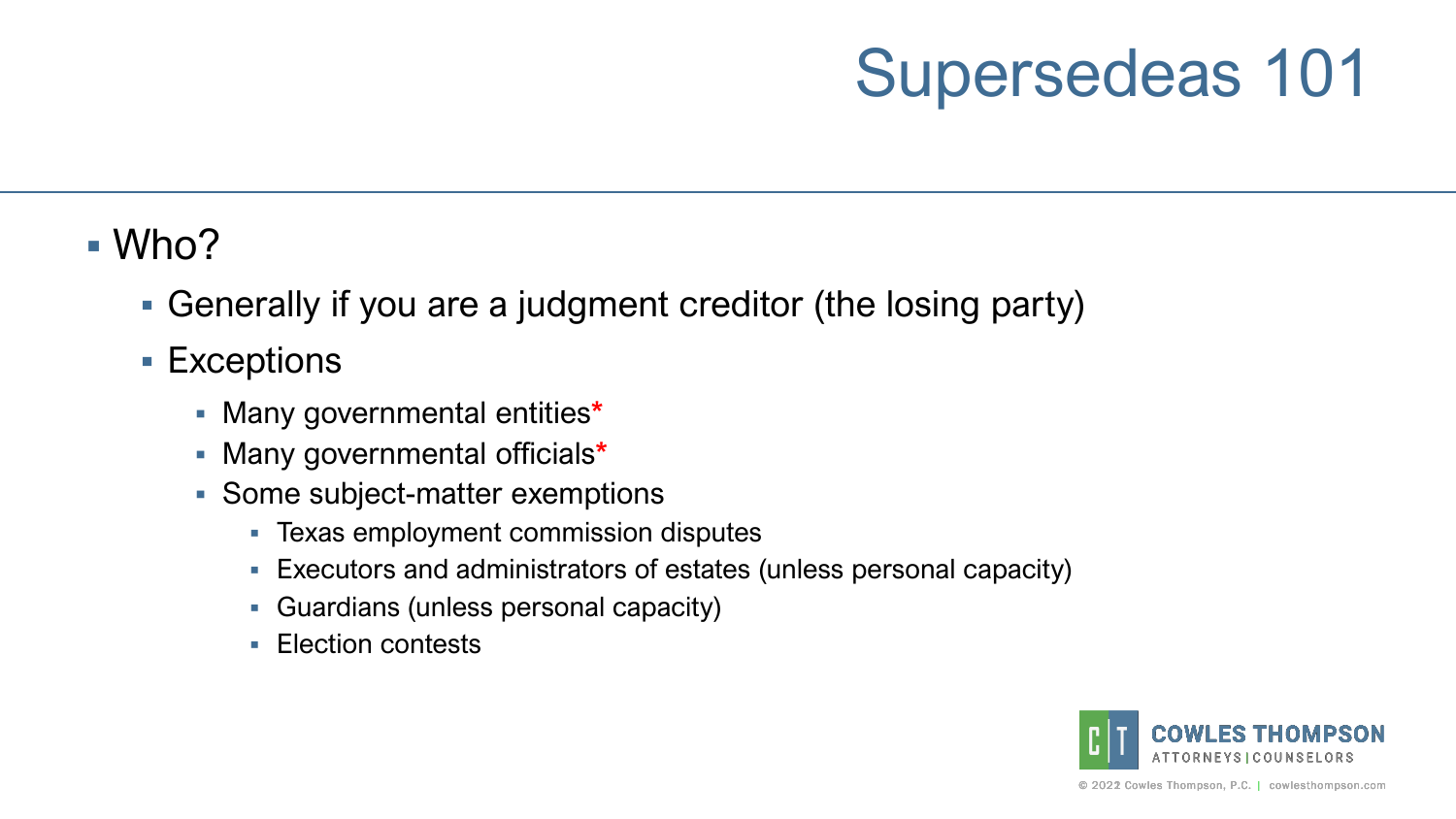# Supersedeas 101

- Who?
  - Generally if you are a judgment creditor (the losing party)
  - Exceptions
    - Many governmental entities*
    - Many governmental officials*
    - Some subject-matter exemptions
      - Texas employment commission disputes
      - Executors and administrators of estates (unless personal capacity)
      - Guardians (unless personal capacity)
      - Election contests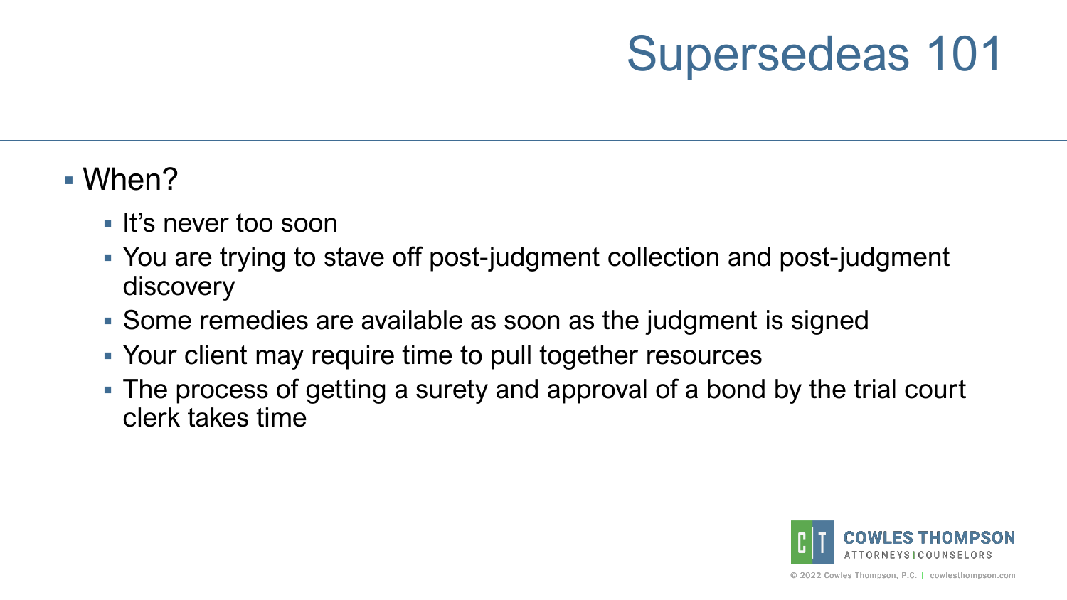# Supersedeas 101

- When?
  - It's never too soon
  - You are trying to stave off post-judgment collection and post-judgment discovery
  - Some remedies are available as soon as the judgment is signed
  - Your client may require time to pull together resources
  - The process of getting a surety and approval of a bond by the trial court clerk takes time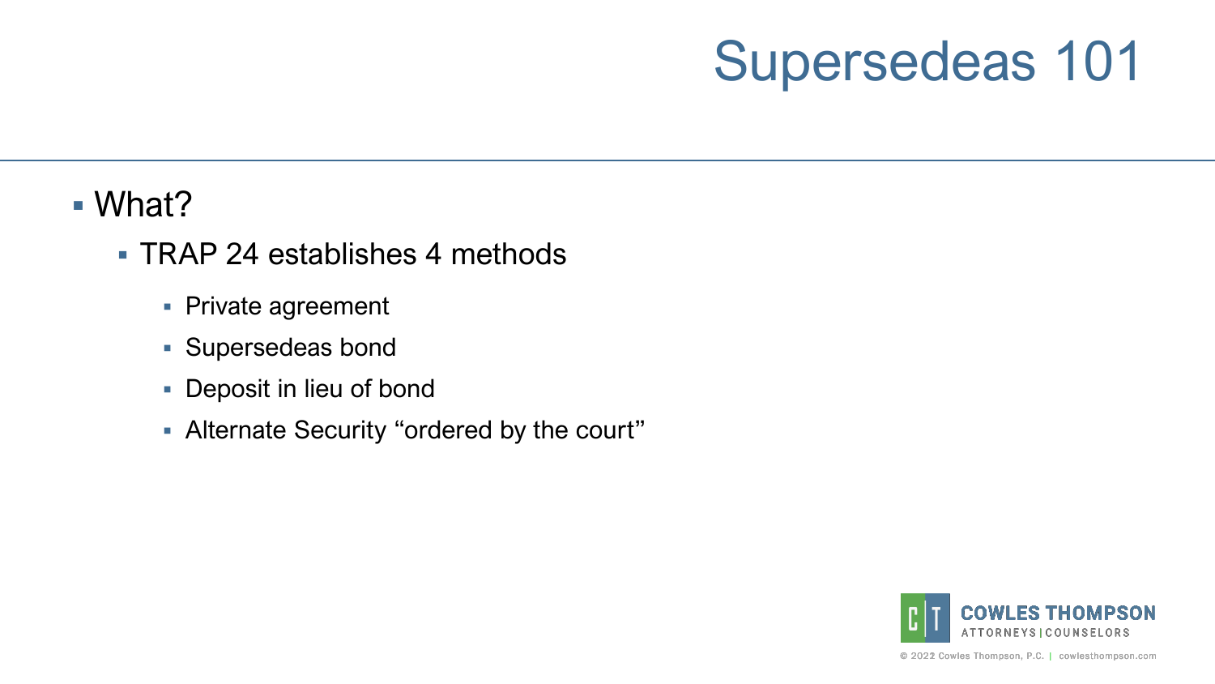# Supersedeas 101

- What?
  - TRAP 24 establishes 4 methods
    - Private agreement
    - Supersedeas bond
    - Deposit in lieu of bond
    - Alternate Security "ordered by the court"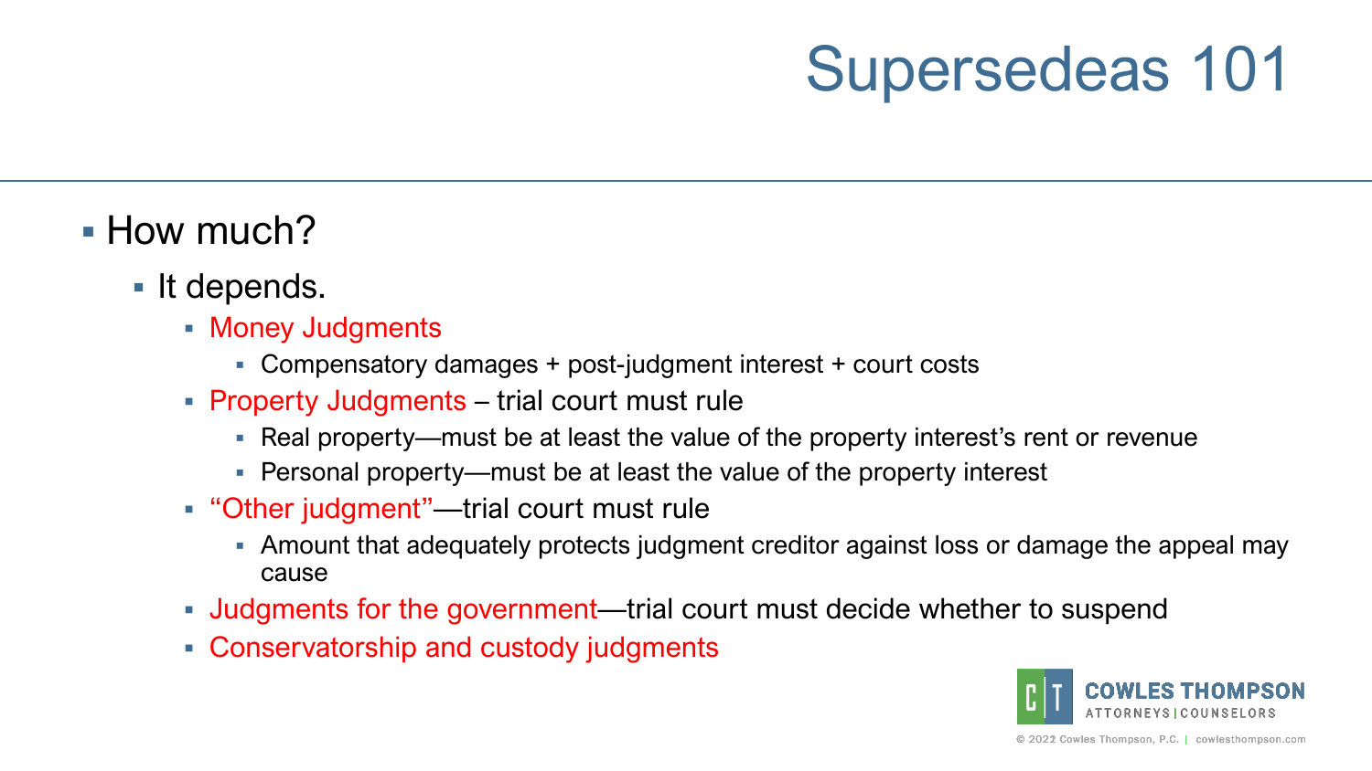# Supersedeas 101

- How much?
  - It depends.
    - Money Judgments
      - Compensatory damages + post-judgment interest + court costs
    - Property Judgments – trial court must rule
      - Real property—must be at least the value of the property interest's rent or revenue
      - Personal property—must be at least the value of the property interest
    - "Other judgment"—trial court must rule
      - Amount that adequately protects judgment creditor against loss or damage the appeal may cause
    - Judgments for the government—trial court must decide whether to suspend
    - Conservatorship and custody judgments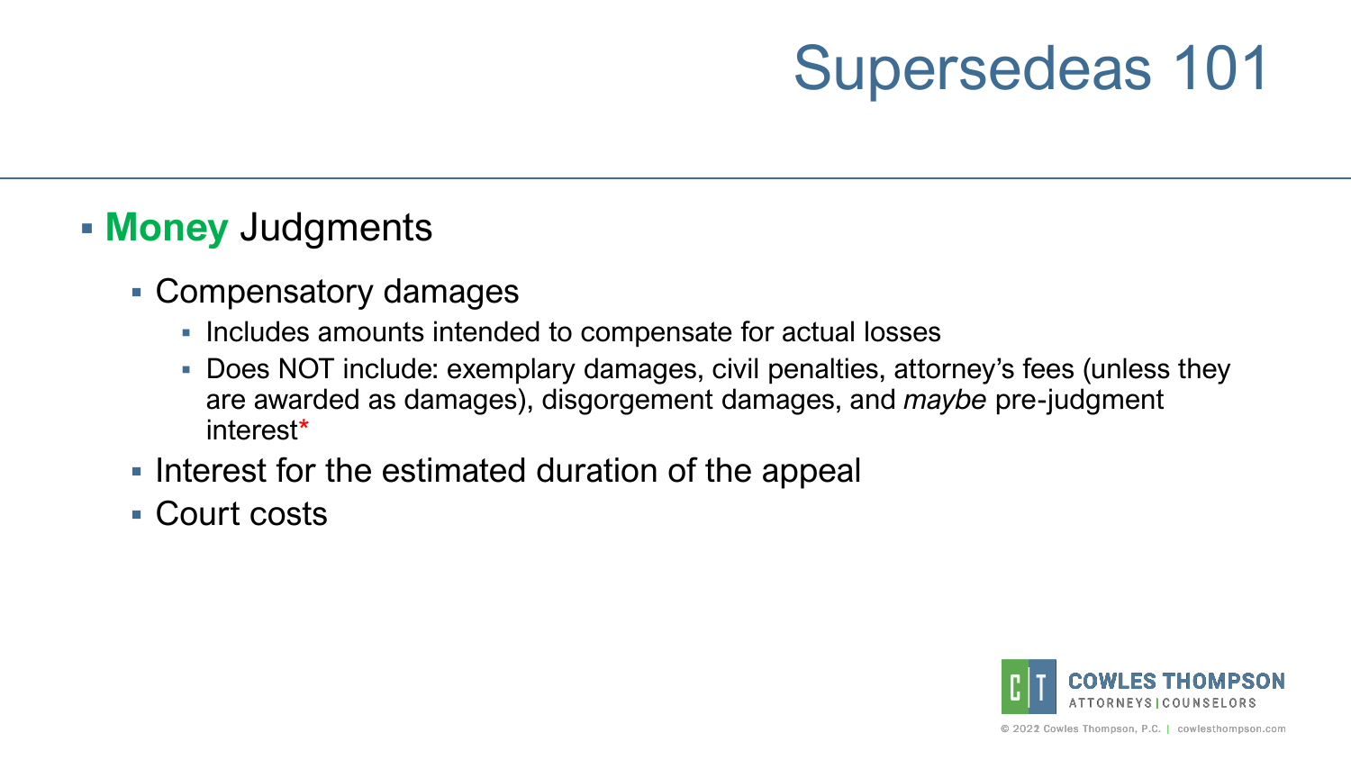# Supersedeas 101

- **Money** Judgments
  - Compensatory damages
    - Includes amounts intended to compensate for actual losses
    - Does NOT include: exemplary damages, civil penalties, attorney's fees (unless they are awarded as damages), disgorgement damages, and *maybe* pre-judgment interest*
  - Interest for the estimated duration of the appeal
  - Court costs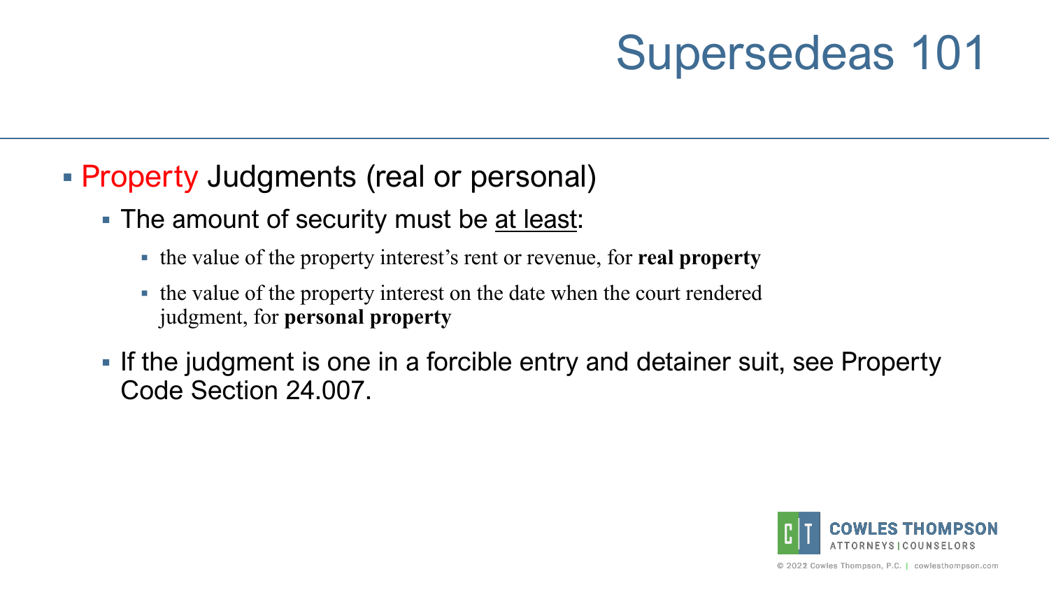# Supersedeas 101

- Property Judgments (real or personal)
  - The amount of security must be <u>at least</u>:
    - the value of the property interest's rent or revenue, for **real property**
    - the value of the property interest on the date when the court rendered judgment, for **personal property**
  - If the judgment is one in a forcible entry and detainer suit, see Property Code Section 24.007.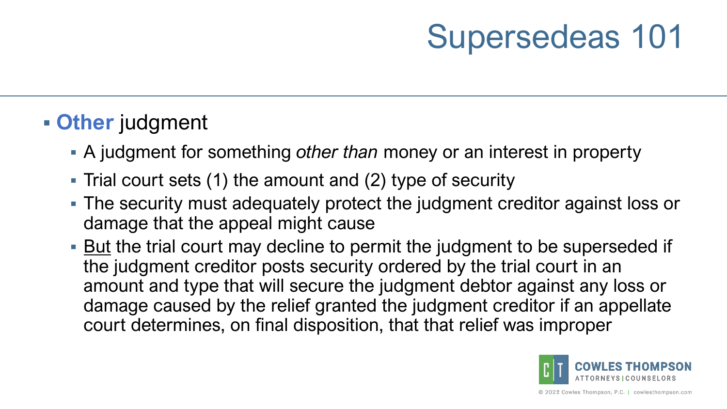# Supersedeas 101

- **Other** judgment
  - A judgment for something *other than* money or an interest in property
  - Trial court sets (1) the amount and (2) type of security
  - The security must adequately protect the judgment creditor against loss or damage that the appeal might cause
  - <u>But</u> the trial court may decline to permit the judgment to be superseded if the judgment creditor posts security ordered by the trial court in an amount and type that will secure the judgment debtor against any loss or damage caused by the relief granted the judgment creditor if an appellate court determines, on final disposition, that that relief was improper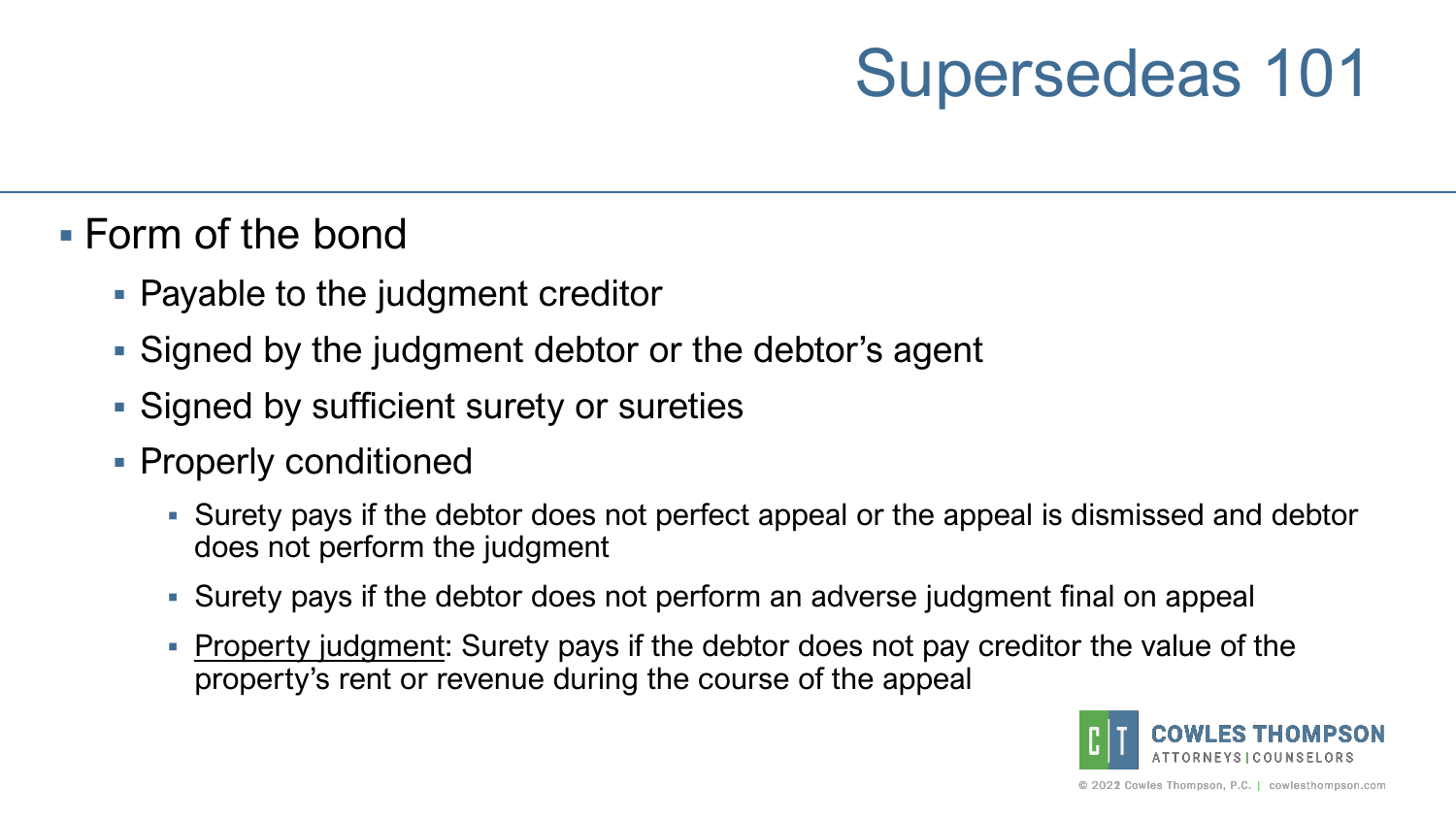# Supersedeas 101

- Form of the bond
  - Payable to the judgment creditor
  - Signed by the judgment debtor or the debtor's agent
  - Signed by sufficient surety or sureties
  - Properly conditioned
    - Surety pays if the debtor does not perfect appeal or the appeal is dismissed and debtor does not perform the judgment
    - Surety pays if the debtor does not perform an adverse judgment final on appeal
    - Property judgment: Surety pays if the debtor does not pay creditor the value of the property's rent or revenue during the course of the appeal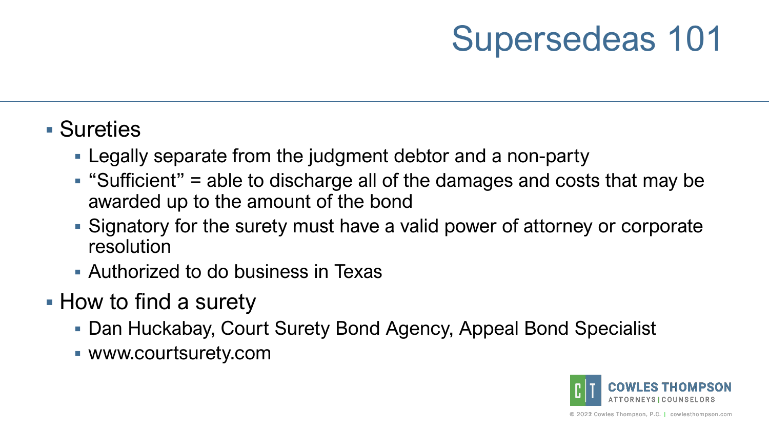# Supersedeas 101

- Sureties
  - Legally separate from the judgment debtor and a non-party
  - "Sufficient" = able to discharge all of the damages and costs that may be awarded up to the amount of the bond
  - Signatory for the surety must have a valid power of attorney or corporate resolution
  - Authorized to do business in Texas
- How to find a surety
  - Dan Huckabay, Court Surety Bond Agency, Appeal Bond Specialist
  - www.courtsurety.com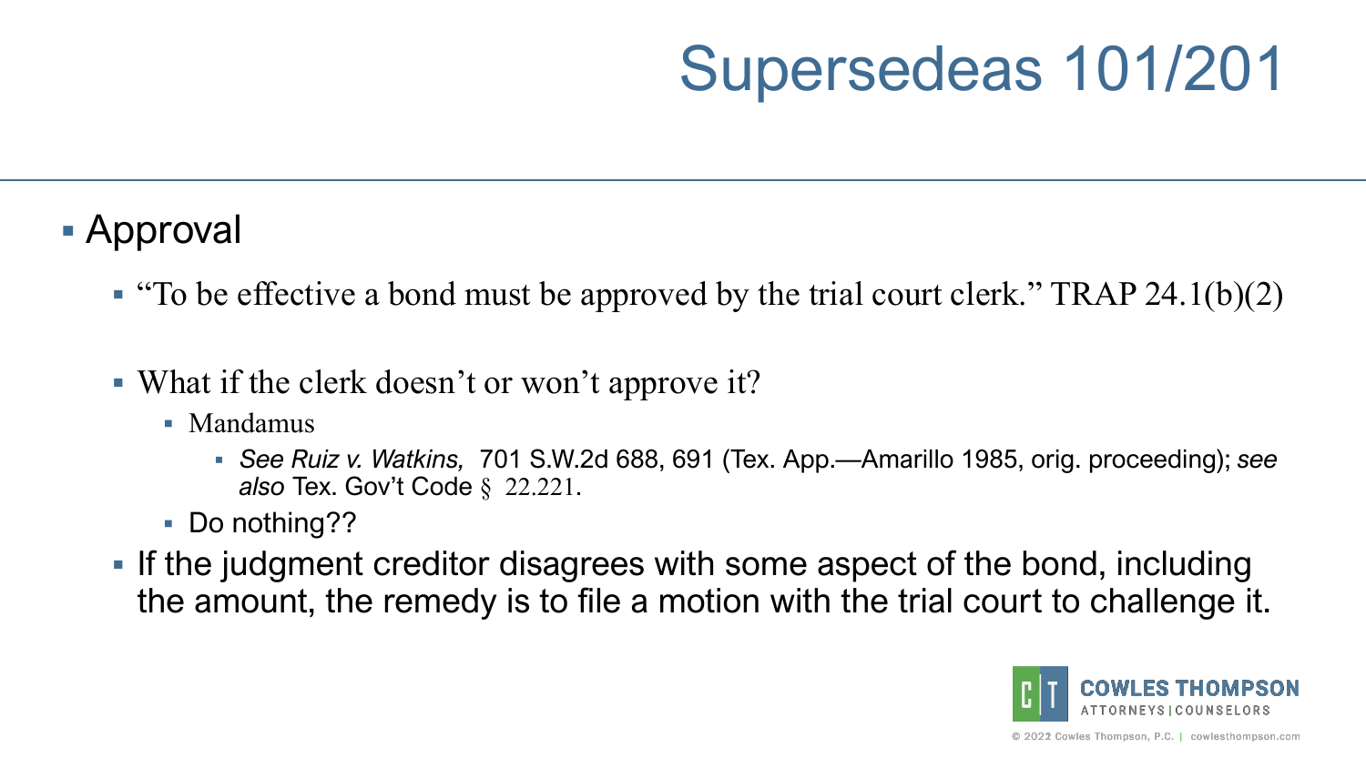# Supersedeas 101/201

- Approval
  - "To be effective a bond must be approved by the trial court clerk." TRAP 24.1(b)(2)
  - What if the clerk doesn't or won't approve it?
    - Mandamus
      - *See Ruiz v. Watkins,* 701 S.W.2d 688, 691 (Tex. App.—Amarillo 1985, orig. proceeding); *see also* Tex. Gov't Code § 22.221.
    - Do nothing??
  - If the judgment creditor disagrees with some aspect of the bond, including the amount, the remedy is to file a motion with the trial court to challenge it.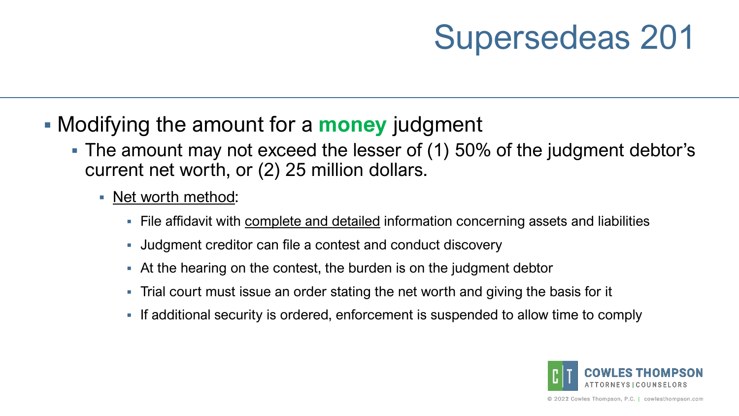# Supersedeas 201

- Modifying the amount for a **money** judgment
  - The amount may not exceed the lesser of (1) 50% of the judgment debtor's current net worth, or (2) 25 million dollars.
    - Net worth method:
      - File affidavit with complete and detailed information concerning assets and liabilities
      - Judgment creditor can file a contest and conduct discovery
      - At the hearing on the contest, the burden is on the judgment debtor
      - Trial court must issue an order stating the net worth and giving the basis for it
      - If additional security is ordered, enforcement is suspended to allow time to comply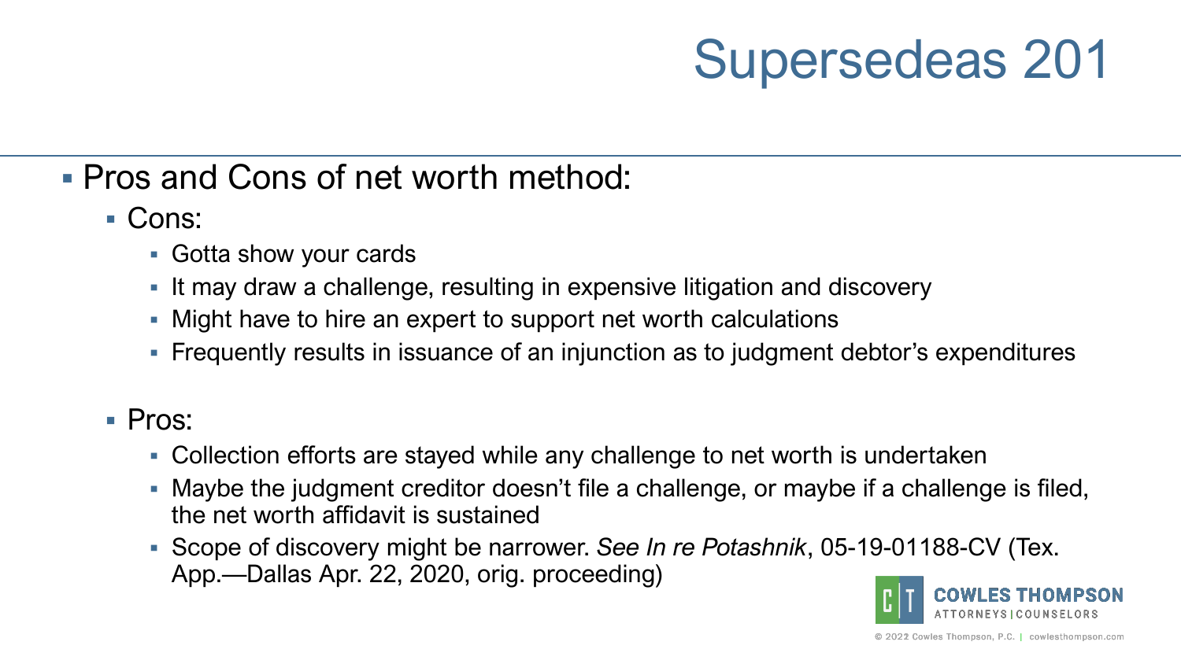# Supersedeas 201

- Pros and Cons of net worth method:
  - Cons:
    - Gotta show your cards
    - It may draw a challenge, resulting in expensive litigation and discovery
    - Might have to hire an expert to support net worth calculations
    - Frequently results in issuance of an injunction as to judgment debtor's expenditures
  - Pros:
    - Collection efforts are stayed while any challenge to net worth is undertaken
    - Maybe the judgment creditor doesn't file a challenge, or maybe if a challenge is filed, the net worth affidavit is sustained
    - Scope of discovery might be narrower. *See In re Potashnik*, 05-19-01188-CV (Tex. App.—Dallas Apr. 22, 2020, orig. proceeding)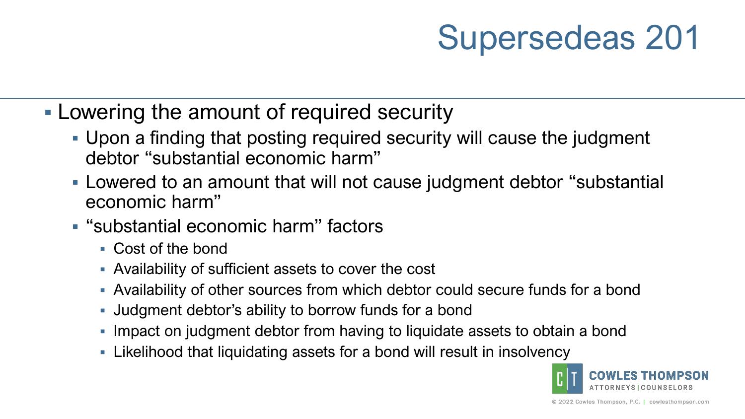# Supersedeas 201

- Lowering the amount of required security
  - Upon a finding that posting required security will cause the judgment debtor "substantial economic harm"
  - Lowered to an amount that will not cause judgment debtor "substantial economic harm"
  - "substantial economic harm" factors
    - Cost of the bond
    - Availability of sufficient assets to cover the cost
    - Availability of other sources from which debtor could secure funds for a bond
    - Judgment debtor's ability to borrow funds for a bond
    - Impact on judgment debtor from having to liquidate assets to obtain a bond
    - Likelihood that liquidating assets for a bond will result in insolvency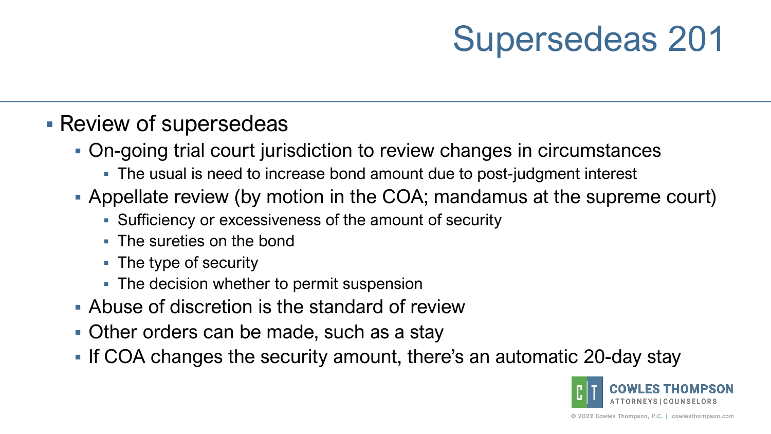# Supersedeas 201

- Review of supersedeas
  - On-going trial court jurisdiction to review changes in circumstances
    - The usual is need to increase bond amount due to post-judgment interest
  - Appellate review (by motion in the COA; mandamus at the supreme court)
    - Sufficiency or excessiveness of the amount of security
    - The sureties on the bond
    - The type of security
    - The decision whether to permit suspension
  - Abuse of discretion is the standard of review
  - Other orders can be made, such as a stay
  - If COA changes the security amount, there's an automatic 20-day stay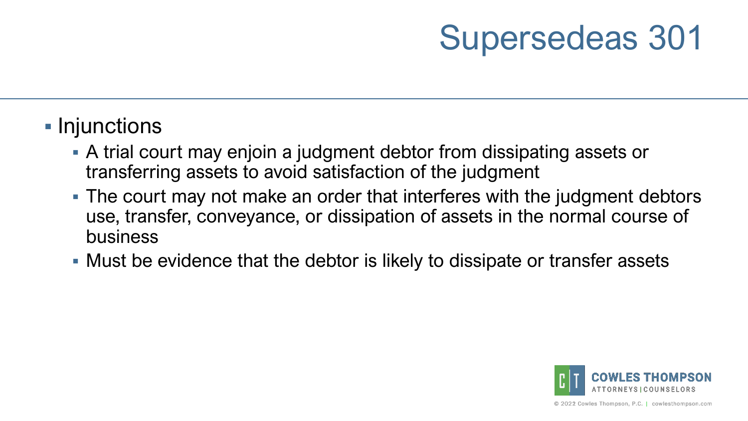# Supersedeas 301

- Injunctions
  - A trial court may enjoin a judgment debtor from dissipating assets or transferring assets to avoid satisfaction of the judgment
  - The court may not make an order that interferes with the judgment debtors use, transfer, conveyance, or dissipation of assets in the normal course of business
  - Must be evidence that the debtor is likely to dissipate or transfer assets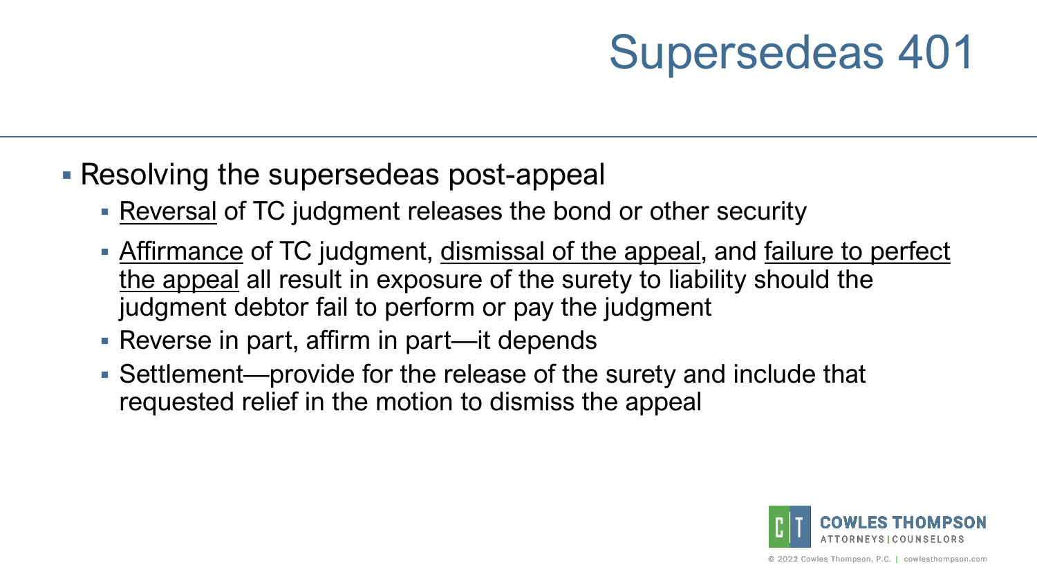# Supersedeas 401

- Resolving the supersedeas post-appeal
  - <u>Reversal</u> of TC judgment releases the bond or other security
  - <u>Affirmance</u> of TC judgment, <u>dismissal of the appeal</u>, and <u>failure to perfect the appeal</u> all result in exposure of the surety to liability should the judgment debtor fail to perform or pay the judgment
  - Reverse in part, affirm in part—it depends
  - Settlement—provide for the release of the surety and include that requested relief in the motion to dismiss the appeal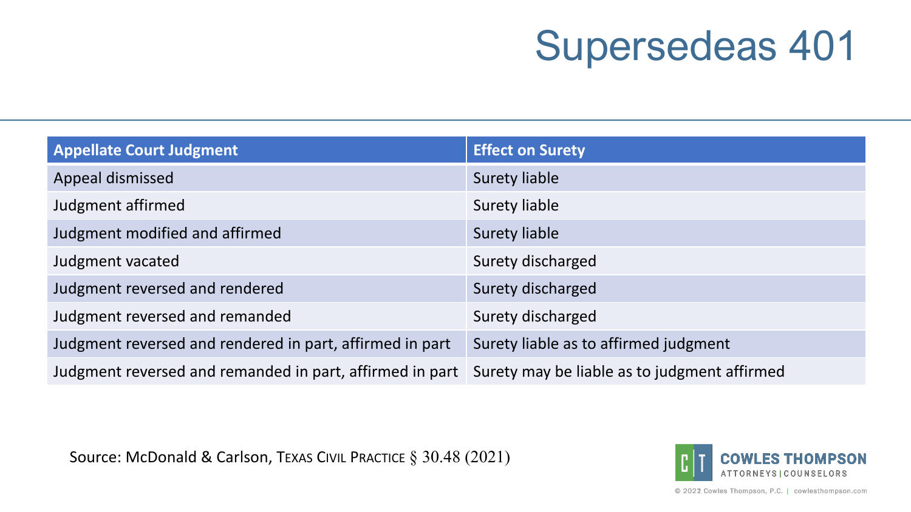# Supersedeas 401

| Appellate Court Judgment | Effect on Surety |
|---|---|
| Appeal dismissed | Surety liable |
| Judgment affirmed | Surety liable |
| Judgment modified and affirmed | Surety liable |
| Judgment vacated | Surety discharged |
| Judgment reversed and rendered | Surety discharged |
| Judgment reversed and remanded | Surety discharged |
| Judgment reversed and rendered in part, affirmed in part | Surety liable as to affirmed judgment |
| Judgment reversed and remanded in part, affirmed in part | Surety may be liable as to judgment affirmed |

Source: McDonald & Carlson, TEXAS CIVIL PRACTICE § 30.48 (2021)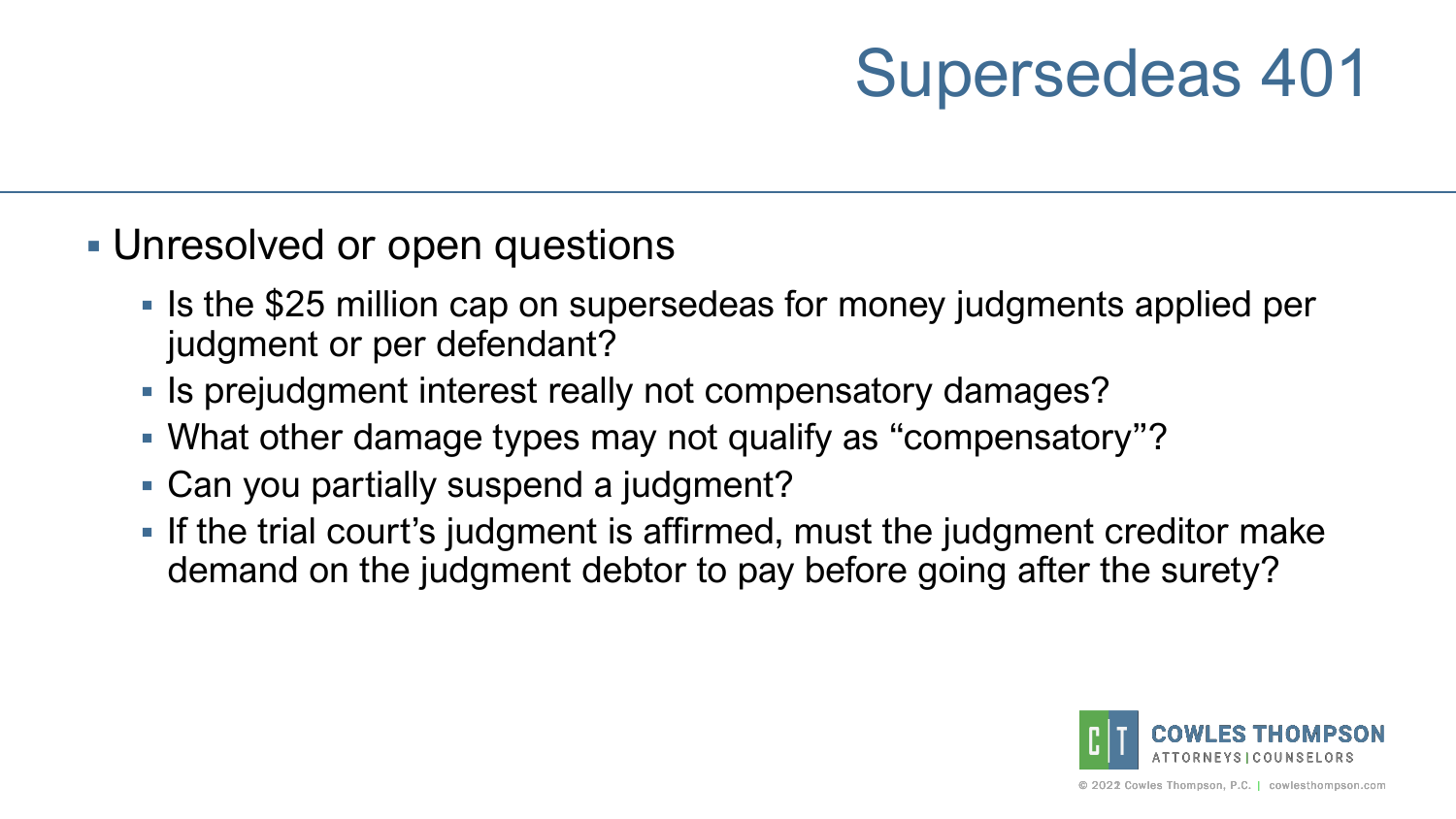# Supersedeas 401

- Unresolved or open questions
  - Is the $25 million cap on supersedeas for money judgments applied per judgment or per defendant?
  - Is prejudgment interest really not compensatory damages?
  - What other damage types may not qualify as “compensatory”?
  - Can you partially suspend a judgment?
  - If the trial court’s judgment is affirmed, must the judgment creditor make demand on the judgment debtor to pay before going after the surety?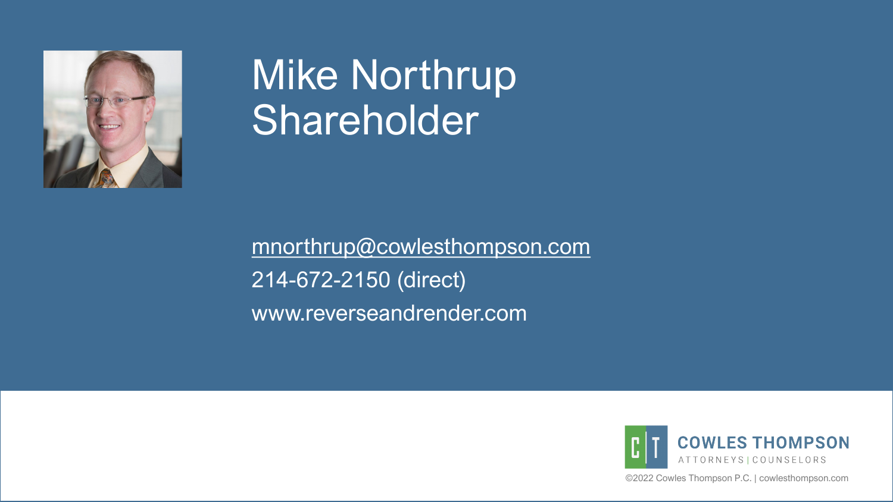# Mike Northrup
# Shareholder

mnorthrup@cowlesthompson.com

214-672-2150 (direct)

www.reverseandrender.com

COWLES THOMPSON
ATTORNEYS | COUNSELORS

©2022 Cowles Thompson P.C. | cowlesthompson.com